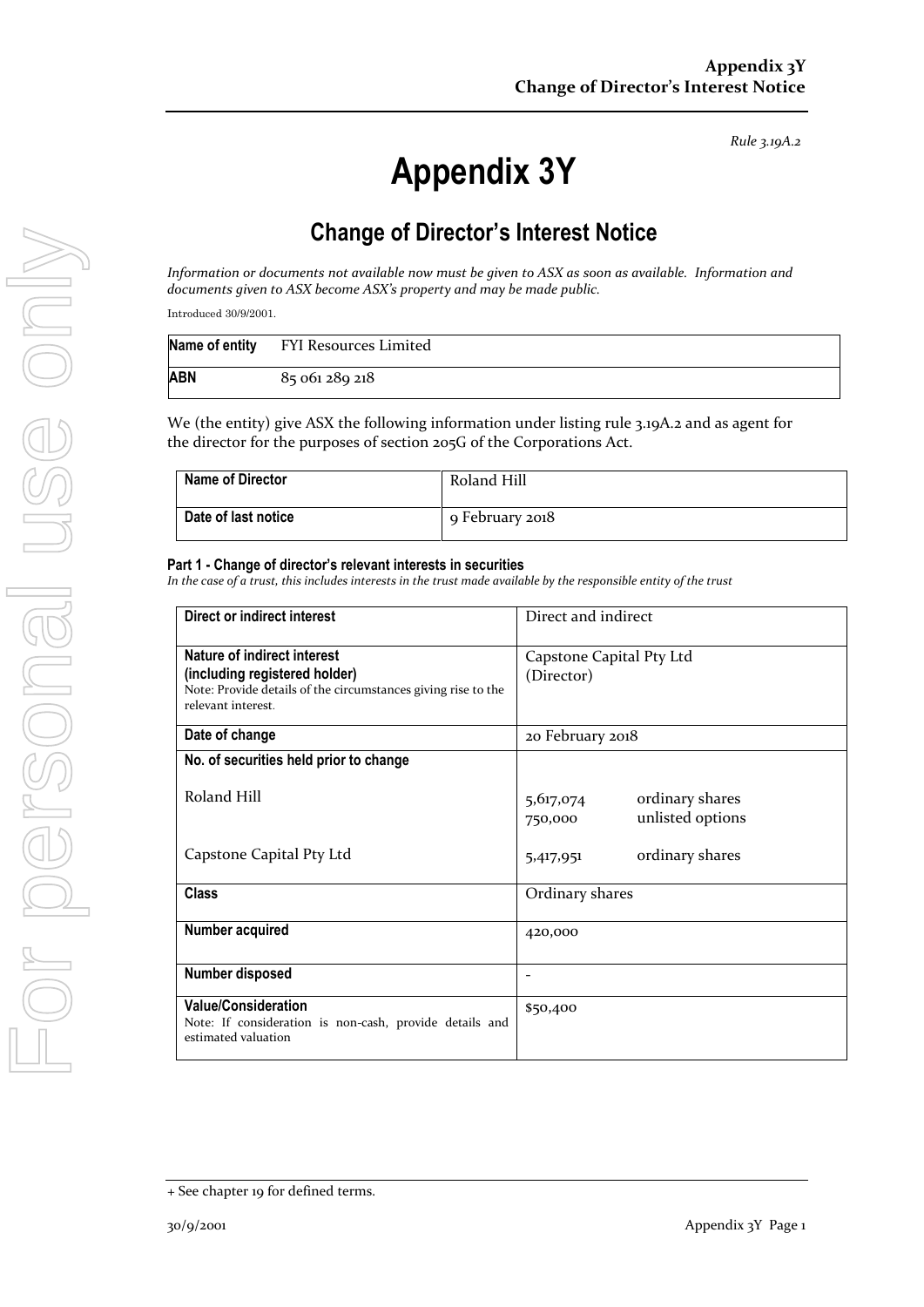*Rule 3.19A.2*

# Appendix 3Y

## Change of Director's Interest Notice

*Information or documents not available now must be given to ASX as soon as available. Information and documents given to ASX become ASX's property and may be made public.*

Introduced 30/9/2001.

| **Name of entity** | FYI Resources Limited |
|---|---|
| **ABN** | 85 061 289 218 |

We (the entity) give ASX the following information under listing rule 3.19A.2 and as agent for the director for the purposes of section 205G of the Corporations Act.

| **Name of Director** | Roland Hill |
|---|---|
| **Date of last notice** | 9 February 2018 |

#### Part 1 - Change of director's relevant interests in securities

*In the case of a trust, this includes interests in the trust made available by the responsible entity of the trust*

| | |
|---|---|
| **Direct or indirect interest** | Direct and indirect |
| **Nature of indirect interest (including registered holder)**<br>Note: Provide details of the circumstances giving rise to the relevant interest. | Capstone Capital Pty Ltd (Director) |
| **Date of change** | 20 February 2018 |
| **No. of securities held prior to change**<br><br>Roland Hill<br><br>Capstone Capital Pty Ltd | <br><br>5,617,074 ordinary shares<br>750,000 unlisted options<br><br>5,417,951 ordinary shares |
| **Class** | Ordinary shares |
| **Number acquired** | 420,000 |
| **Number disposed** | - |
| **Value/Consideration**<br>Note: If consideration is non-cash, provide details and estimated valuation | $50,400 |

+ See chapter 19 for defined terms.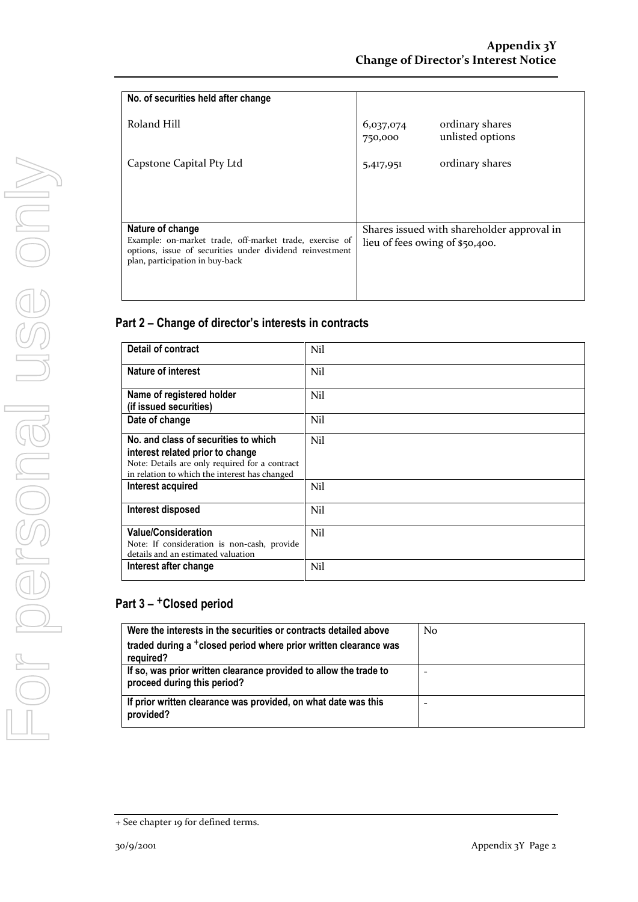| | |
|---|---|
| **No. of securities held after change**<br><br>Roland Hill<br><br>Capstone Capital Pty Ltd | <br><br>6,037,074 ordinary shares<br>750,000 unlisted options<br><br>5,417,951 ordinary shares |
| **Nature of change**<br>Example: on-market trade, off-market trade, exercise of options, issue of securities under dividend reinvestment plan, participation in buy-back | Shares issued with shareholder approval in lieu of fees owing of $50,400. |

## Part 2 – Change of director's interests in contracts

| | |
|---|---|
| **Detail of contract** | Nil |
| **Nature of interest** | Nil |
| **Name of registered holder (if issued securities)** | Nil |
| **Date of change** | Nil |
| **No. and class of securities to which interest related prior to change**<br>Note: Details are only required for a contract in relation to which the interest has changed | Nil |
| **Interest acquired** | Nil |
| **Interest disposed** | Nil |
| **Value/Consideration**<br>Note: If consideration is non-cash, provide details and an estimated valuation | Nil |
| **Interest after change** | Nil |

## Part 3 – +Closed period

| | |
|---|---|
| **Were the interests in the securities or contracts detailed above traded during a +closed period where prior written clearance was required?** | No |
| **If so, was prior written clearance provided to allow the trade to proceed during this period?** | - |
| **If prior written clearance was provided, on what date was this provided?** | - |

+ See chapter 19 for defined terms.